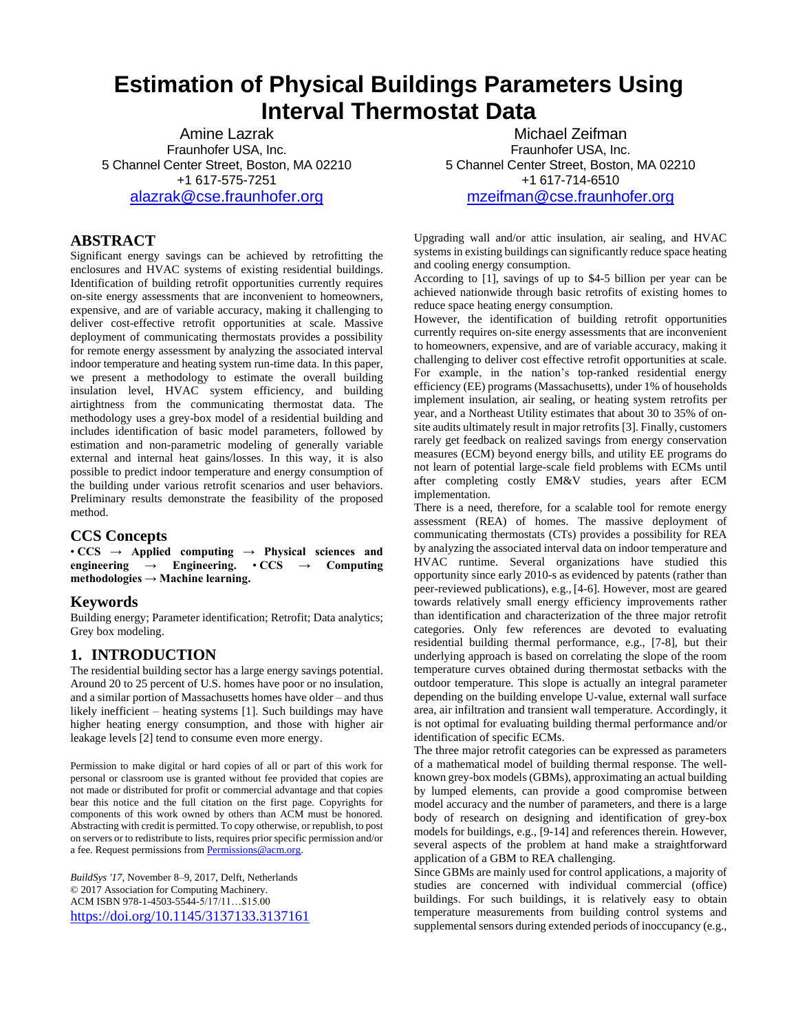# Estimation of Physical Buildings Parameters Using Interval Thermostat Data

Amine Lazrak
Fraunhofer USA, Inc.
5 Channel Center Street, Boston, MA 02210
+1 617-575-7251
alazrak@cse.fraunhofer.org

Michael Zeifman
Fraunhofer USA, Inc.
5 Channel Center Street, Boston, MA 02210
+1 617-714-6510
mzeifman@cse.fraunhofer.org

## ABSTRACT

Significant energy savings can be achieved by retrofitting the enclosures and HVAC systems of existing residential buildings. Identification of building retrofit opportunities currently requires on-site energy assessments that are inconvenient to homeowners, expensive, and are of variable accuracy, making it challenging to deliver cost-effective retrofit opportunities at scale. Massive deployment of communicating thermostats provides a possibility for remote energy assessment by analyzing the associated interval indoor temperature and heating system run-time data. In this paper, we present a methodology to estimate the overall building insulation level, HVAC system efficiency, and building airtightness from the communicating thermostat data. The methodology uses a grey-box model of a residential building and includes identification of basic model parameters, followed by estimation and non-parametric modeling of generally variable external and internal heat gains/losses. In this way, it is also possible to predict indoor temperature and energy consumption of the building under various retrofit scenarios and user behaviors. Preliminary results demonstrate the feasibility of the proposed method.

## CCS Concepts

**• CCS → Applied computing → Physical sciences and engineering → Engineering. • CCS → Computing methodologies → Machine learning.**

## Keywords

Building energy; Parameter identification; Retrofit; Data analytics; Grey box modeling.

## 1. INTRODUCTION

The residential building sector has a large energy savings potential. Around 20 to 25 percent of U.S. homes have poor or no insulation, and a similar portion of Massachusetts homes have older – and thus likely inefficient – heating systems [1]. Such buildings may have higher heating energy consumption, and those with higher air leakage levels [2] tend to consume even more energy.

Permission to make digital or hard copies of all or part of this work for personal or classroom use is granted without fee provided that copies are not made or distributed for profit or commercial advantage and that copies bear this notice and the full citation on the first page. Copyrights for components of this work owned by others than ACM must be honored. Abstracting with credit is permitted. To copy otherwise, or republish, to post on servers or to redistribute to lists, requires prior specific permission and/or a fee. Request permissions from Permissions@acm.org.

*BuildSys '17*, November 8–9, 2017, Delft, Netherlands
© 2017 Association for Computing Machinery.
ACM ISBN 978-1-4503-5544-5/17/11…$15.00
https://doi.org/10.1145/3137133.3137161

Upgrading wall and/or attic insulation, air sealing, and HVAC systems in existing buildings can significantly reduce space heating and cooling energy consumption.

According to [1], savings of up to $4-5 billion per year can be achieved nationwide through basic retrofits of existing homes to reduce space heating energy consumption.

However, the identification of building retrofit opportunities currently requires on-site energy assessments that are inconvenient to homeowners, expensive, and are of variable accuracy, making it challenging to deliver cost effective retrofit opportunities at scale. For example, in the nation's top-ranked residential energy efficiency (EE) programs (Massachusetts), under 1% of households implement insulation, air sealing, or heating system retrofits per year, and a Northeast Utility estimates that about 30 to 35% of on-site audits ultimately result in major retrofits [3]. Finally, customers rarely get feedback on realized savings from energy conservation measures (ECM) beyond energy bills, and utility EE programs do not learn of potential large-scale field problems with ECMs until after completing costly EM&V studies, years after ECM implementation.

There is a need, therefore, for a scalable tool for remote energy assessment (REA) of homes. The massive deployment of communicating thermostats (CTs) provides a possibility for REA by analyzing the associated interval data on indoor temperature and HVAC runtime. Several organizations have studied this opportunity since early 2010-s as evidenced by patents (rather than peer-reviewed publications), e.g., [4-6]. However, most are geared towards relatively small energy efficiency improvements rather than identification and characterization of the three major retrofit categories. Only few references are devoted to evaluating residential building thermal performance, e.g., [7-8], but their underlying approach is based on correlating the slope of the room temperature curves obtained during thermostat setbacks with the outdoor temperature. This slope is actually an integral parameter depending on the building envelope U-value, external wall surface area, air infiltration and transient wall temperature. Accordingly, it is not optimal for evaluating building thermal performance and/or identification of specific ECMs.

The three major retrofit categories can be expressed as parameters of a mathematical model of building thermal response. The well-known grey-box models (GBMs), approximating an actual building by lumped elements, can provide a good compromise between model accuracy and the number of parameters, and there is a large body of research on designing and identification of grey-box models for buildings, e.g., [9-14] and references therein. However, several aspects of the problem at hand make a straightforward application of a GBM to REA challenging.

Since GBMs are mainly used for control applications, a majority of studies are concerned with individual commercial (office) buildings. For such buildings, it is relatively easy to obtain temperature measurements from building control systems and supplemental sensors during extended periods of inoccupancy (e.g.,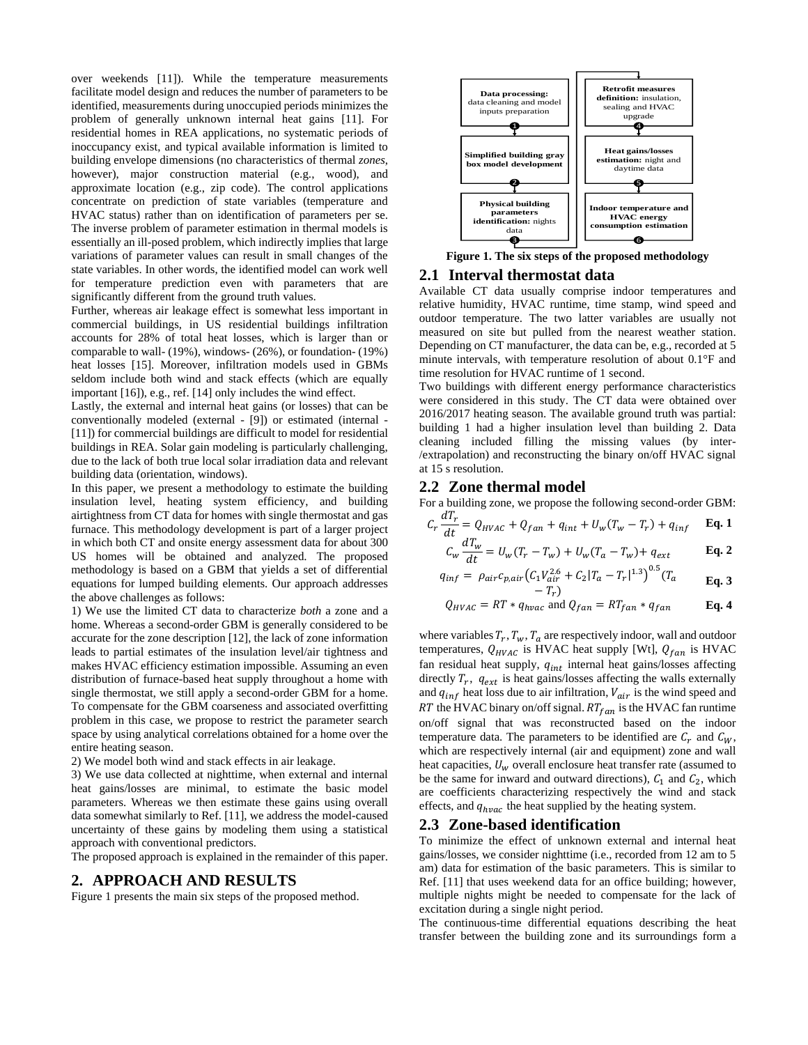over weekends [11]). While the temperature measurements facilitate model design and reduces the number of parameters to be identified, measurements during unoccupied periods minimizes the problem of generally unknown internal heat gains [11]. For residential homes in REA applications, no systematic periods of inoccupancy exist, and typical available information is limited to building envelope dimensions (no characteristics of thermal *zones*, however), major construction material (e.g., wood), and approximate location (e.g., zip code). The control applications concentrate on prediction of state variables (temperature and HVAC status) rather than on identification of parameters per se. The inverse problem of parameter estimation in thermal models is essentially an ill-posed problem, which indirectly implies that large variations of parameter values can result in small changes of the state variables. In other words, the identified model can work well for temperature prediction even with parameters that are significantly different from the ground truth values.

Further, whereas air leakage effect is somewhat less important in commercial buildings, in US residential buildings infiltration accounts for 28% of total heat losses, which is larger than or comparable to wall- (19%), windows- (26%), or foundation- (19%) heat losses [15]. Moreover, infiltration models used in GBMs seldom include both wind and stack effects (which are equally important [16]), e.g., ref. [14] only includes the wind effect.

Lastly, the external and internal heat gains (or losses) that can be conventionally modeled (external - [9]) or estimated (internal - [11]) for commercial buildings are difficult to model for residential buildings in REA. Solar gain modeling is particularly challenging, due to the lack of both true local solar irradiation data and relevant building data (orientation, windows).

In this paper, we present a methodology to estimate the building insulation level, heating system efficiency, and building airtightness from CT data for homes with single thermostat and gas furnace. This methodology development is part of a larger project in which both CT and onsite energy assessment data for about 300 US homes will be obtained and analyzed. The proposed methodology is based on a GBM that yields a set of differential equations for lumped building elements. Our approach addresses the above challenges as follows:

1) We use the limited CT data to characterize *both* a zone and a home. Whereas a second-order GBM is generally considered to be accurate for the zone description [12], the lack of zone information leads to partial estimates of the insulation level/air tightness and makes HVAC efficiency estimation impossible. Assuming an even distribution of furnace-based heat supply throughout a home with single thermostat, we still apply a second-order GBM for a home. To compensate for the GBM coarseness and associated overfitting problem in this case, we propose to restrict the parameter search space by using analytical correlations obtained for a home over the entire heating season.

2) We model both wind and stack effects in air leakage.

3) We use data collected at nighttime, when external and internal heat gains/losses are minimal, to estimate the basic model parameters. Whereas we then estimate these gains using overall data somewhat similarly to Ref. [11], we address the model-caused uncertainty of these gains by modeling them using a statistical approach with conventional predictors.

The proposed approach is explained in the remainder of this paper.

## 2. APPROACH AND RESULTS

Figure 1 presents the main six steps of the proposed method.

**Data processing:** data cleaning and model inputs preparation
1
**Simplified building gray box model development**
2
**Physical building parameters identification:** nights data
3
**Retrofit measures definition:** insulation, sealing and HVAC upgrade
4
**Heat gains/losses estimation:** night and daytime data
5
**Indoor temperature and HVAC energy consumption estimation**
6

**Figure 1. The six steps of the proposed methodology**

### 2.1 Interval thermostat data

Available CT data usually comprise indoor temperatures and relative humidity, HVAC runtime, time stamp, wind speed and outdoor temperature. The two latter variables are usually not measured on site but pulled from the nearest weather station. Depending on CT manufacturer, the data can be, e.g., recorded at 5 minute intervals, with temperature resolution of about 0.1°F and time resolution for HVAC runtime of 1 second.

Two buildings with different energy performance characteristics were considered in this study. The CT data were obtained over 2016/2017 heating season. The available ground truth was partial: building 1 had a higher insulation level than building 2. Data cleaning included filling the missing values (by inter-/extrapolation) and reconstructing the binary on/off HVAC signal at 15 s resolution.

### 2.2 Zone thermal model

For a building zone, we propose the following second-order GBM:

$$C_r \frac{dT_r}{dt} = Q_{HVAC} + Q_{fan} + q_{int} + U_w(T_w - T_r) + q_{inf} \qquad \textbf{Eq. 1}$$

$$C_w \frac{dT_w}{dt} = U_w(T_r - T_w) + U_w(T_a - T_w) + q_{ext} \qquad \textbf{Eq. 2}$$

$$q_{inf} = \rho_{air} c_{p,air} \left(C_1 V_{air}^{2.6} + C_2 |T_a - T_r|^{1.3}\right)^{0.5} (T_a - T_r) \qquad \textbf{Eq. 3}$$

$$Q_{HVAC} = RT * q_{hvac} \text{ and } Q_{fan} = RT_{fan} * q_{fan} \qquad \textbf{Eq. 4}$$

where variables $T_r, T_w, T_a$ are respectively indoor, wall and outdoor temperatures, $Q_{HVAC}$ is HVAC heat supply [Wt], $Q_{fan}$ is HVAC fan residual heat supply, $q_{int}$ internal heat gains/losses affecting directly $T_r$, $q_{ext}$ is heat gains/losses affecting the walls externally and $q_{inf}$ heat loss due to air infiltration, $V_{air}$ is the wind speed and $RT$ the HVAC binary on/off signal. $RT_{fan}$ is the HVAC fan runtime on/off signal that was reconstructed based on the indoor temperature data. The parameters to be identified are $C_r$ and $C_W$, which are respectively internal (air and equipment) zone and wall heat capacities, $U_w$ overall enclosure heat transfer rate (assumed to be the same for inward and outward directions), $C_1$ and $C_2$, which are coefficients characterizing respectively the wind and stack effects, and $q_{hvac}$ the heat supplied by the heating system.

### 2.3 Zone-based identification

To minimize the effect of unknown external and internal heat gains/losses, we consider nighttime (i.e., recorded from 12 am to 5 am) data for estimation of the basic parameters. This is similar to Ref. [11] that uses weekend data for an office building; however, multiple nights might be needed to compensate for the lack of excitation during a single night period.

The continuous-time differential equations describing the heat transfer between the building zone and its surroundings form a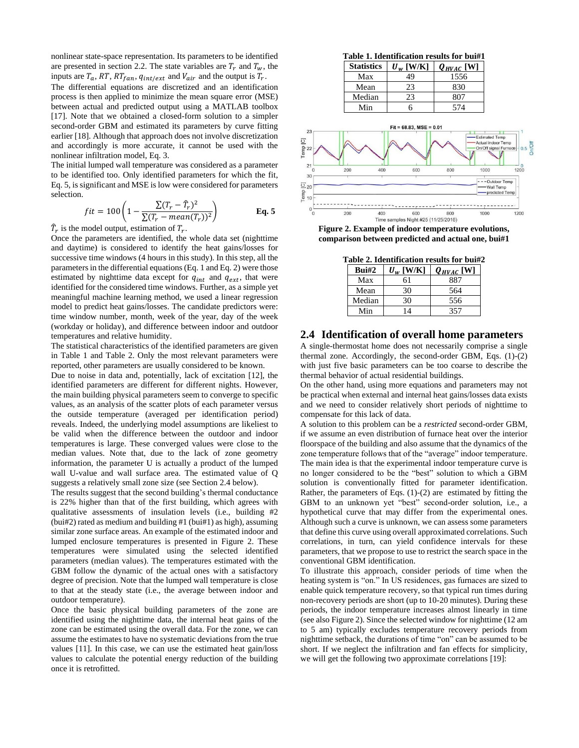nonlinear state-space representation. Its parameters to be identified are presented in section 2.2. The state variables are $T_r$ and $T_w$, the inputs are $T_a$, $RT$, $RT_{fan}$, $q_{int/ext}$ and $V_{air}$ and the output is $T_r$.

The differential equations are discretized and an identification process is then applied to minimize the mean square error (MSE) between actual and predicted output using a MATLAB toolbox [17]. Note that we obtained a closed-form solution to a simpler second-order GBM and estimated its parameters by curve fitting earlier [18]. Although that approach does not involve discretization and accordingly is more accurate, it cannot be used with the nonlinear infiltration model, Eq. 3.

The initial lumped wall temperature was considered as a parameter to be identified too. Only identified parameters for which the fit, Eq. 5, is significant and MSE is low were considered for parameters selection.

$$fit = 100\left(1 - \frac{\sum(T_r - \hat{T}_r)^2}{\sum(T_r - mean(T_r))^2}\right) \qquad \textbf{Eq. 5}$$

$\hat{T}_r$ is the model output, estimation of $T_r$.

Once the parameters are identified, the whole data set (nighttime and daytime) is considered to identify the heat gains/losses for successive time windows (4 hours in this study). In this step, all the parameters in the differential equations (Eq. 1 and Eq. 2) were those estimated by nighttime data except for $q_{int}$ and $q_{ext}$, that were identified for the considered time windows. Further, as a simple yet meaningful machine learning method, we used a linear regression model to predict heat gains/losses. The candidate predictors were: time window number, month, week of the year, day of the week (workday or holiday), and difference between indoor and outdoor temperatures and relative humidity.

The statistical characteristics of the identified parameters are given in Table 1 and Table 2. Only the most relevant parameters were reported, other parameters are usually considered to be known.

Due to noise in data and, potentially, lack of excitation [12], the identified parameters are different for different nights. However, the main building physical parameters seem to converge to specific values, as an analysis of the scatter plots of each parameter versus the outside temperature (averaged per identification period) reveals. Indeed, the underlying model assumptions are likeliest to be valid when the difference between the outdoor and indoor temperatures is large. These converged values were close to the median values. Note that, due to the lack of zone geometry information, the parameter U is actually a product of the lumped wall U-value and wall surface area. The estimated value of Q suggests a relatively small zone size (see Section 2.4 below).

The results suggest that the second building's thermal conductance is 22% higher than that of the first building, which agrees with qualitative assessments of insulation levels (i.e., building #2 (bui#2) rated as medium and building #1 (bui#1) as high), assuming similar zone surface areas. An example of the estimated indoor and lumped enclosure temperatures is presented in Figure 2. These temperatures were simulated using the selected identified parameters (median values). The temperatures estimated with the GBM follow the dynamic of the actual ones with a satisfactory degree of precision. Note that the lumped wall temperature is close to that at the steady state (i.e., the average between indoor and outdoor temperature).

Once the basic physical building parameters of the zone are identified using the nighttime data, the internal heat gains of the zone can be estimated using the overall data. For the zone, we can assume the estimates to have no systematic deviations from the true values [11]. In this case, we can use the estimated heat gain/loss values to calculate the potential energy reduction of the building once it is retrofitted.

**Table 1. Identification results for bui#1**

| Statistics | $U_w$ [W/K] | $Q_{HVAC}$ [W] |
|---|---|---|
| Max | 49 | 1556 |
| Mean | 23 | 830 |
| Median | 23 | 807 |
| Min | 6 | 574 |

Fit = 68.83, MSE = 0.01

Temp [C]

On/Off

Estimated Temp
Actual indoor Temp
On/Off signal Furnace

Outdoor Temp
Wall Temp
predicted Temp

Time samples Night #25 (11/25/2016)

**Figure 2. Example of indoor temperature evolutions, comparison between predicted and actual one, bui#1**

**Table 2. Identification results for bui#2**

| Bui#2 | $U_w$ [W/K] | $Q_{HVAC}$ [W] |
|---|---|---|
| Max | 61 | 887 |
| Mean | 30 | 564 |
| Median | 30 | 556 |
| Min | 14 | 357 |

## 2.4 Identification of overall home parameters

A single-thermostat home does not necessarily comprise a single thermal zone. Accordingly, the second-order GBM, Eqs. (1)-(2) with just five basic parameters can be too coarse to describe the thermal behavior of actual residential buildings.

On the other hand, using more equations and parameters may not be practical when external and internal heat gains/losses data exists and we need to consider relatively short periods of nighttime to compensate for this lack of data.

A solution to this problem can be a *restricted* second-order GBM, if we assume an even distribution of furnace heat over the interior floorspace of the building and also assume that the dynamics of the zone temperature follows that of the "average" indoor temperature. The main idea is that the experimental indoor temperature curve is no longer considered to be the "best" solution to which a GBM solution is conventionally fitted for parameter identification. Rather, the parameters of Eqs. (1)-(2) are estimated by fitting the GBM to an unknown yet "best" second-order solution, i.e., a hypothetical curve that may differ from the experimental ones. Although such a curve is unknown, we can assess some parameters that define this curve using overall approximated correlations. Such correlations, in turn, can yield confidence intervals for these parameters, that we propose to use to restrict the search space in the conventional GBM identification.

To illustrate this approach, consider periods of time when the heating system is "on." In US residences, gas furnaces are sized to enable quick temperature recovery, so that typical run times during non-recovery periods are short (up to 10-20 minutes). During these periods, the indoor temperature increases almost linearly in time (see also Figure 2). Since the selected window for nighttime (12 am to 5 am) typically excludes temperature recovery periods from nighttime setback, the durations of time "on" can be assumed to be short. If we neglect the infiltration and fan effects for simplicity, we will get the following two approximate correlations [19]: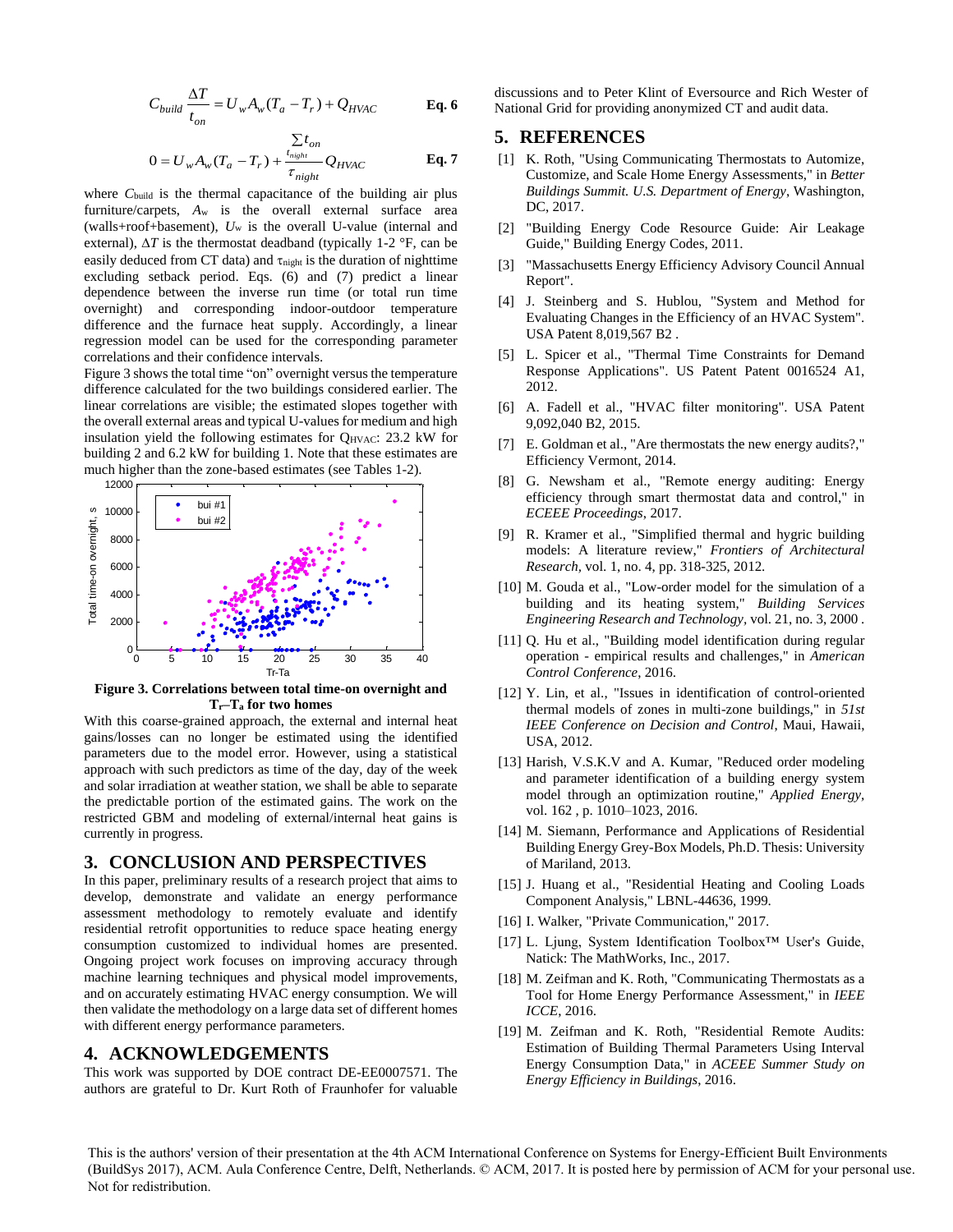$$C_{build} \frac{\Delta T}{t_{on}} = U_w A_w (T_a - T_r) + Q_{HVAC} \quad \textbf{Eq. 6}$$

$$0 = U_w A_w (T_a - T_r) + \frac{\sum_{t_{night}} t_{on}}{\tau_{night}} Q_{HVAC} \quad \textbf{Eq. 7}$$

where $C_{build}$ is the thermal capacitance of the building air plus furniture/carpets, $A_w$ is the overall external surface area (walls+roof+basement), $U_w$ is the overall U-value (internal and external), $\Delta T$ is the thermostat deadband (typically 1-2 °F, can be easily deduced from CT data) and $\tau_{night}$ is the duration of nighttime excluding setback period. Eqs. (6) and (7) predict a linear dependence between the inverse run time (or total run time overnight) and corresponding indoor-outdoor temperature difference and the furnace heat supply. Accordingly, a linear regression model can be used for the corresponding parameter correlations and their confidence intervals.

Figure 3 shows the total time "on" overnight versus the temperature difference calculated for the two buildings considered earlier. The linear correlations are visible; the estimated slopes together with the overall external areas and typical U-values for medium and high insulation yield the following estimates for $Q_{HVAC}$: 23.2 kW for building 2 and 6.2 kW for building 1. Note that these estimates are much higher than the zone-based estimates (see Tables 1-2).

Total time-on overnight, s
Tr-Ta
bui #1
bui #2
0
2000
4000
6000
8000
10000
12000
0 5 10 15 20 25 30 35 40

**Figure 3. Correlations between total time-on overnight and $T_r$–$T_a$ for two homes**

With this coarse-grained approach, the external and internal heat gains/losses can no longer be estimated using the identified parameters due to the model error. However, using a statistical approach with such predictors as time of the day, day of the week and solar irradiation at weather station, we shall be able to separate the predictable portion of the estimated gains. The work on the restricted GBM and modeling of external/internal heat gains is currently in progress.

## 3. CONCLUSION AND PERSPECTIVES

In this paper, preliminary results of a research project that aims to develop, demonstrate and validate an energy performance assessment methodology to remotely evaluate and identify residential retrofit opportunities to reduce space heating energy consumption customized to individual homes are presented. Ongoing project work focuses on improving accuracy through machine learning techniques and physical model improvements, and on accurately estimating HVAC energy consumption. We will then validate the methodology on a large data set of different homes with different energy performance parameters.

## 4. ACKNOWLEDGEMENTS

This work was supported by DOE contract DE-EE0007571. The authors are grateful to Dr. Kurt Roth of Fraunhofer for valuable discussions and to Peter Klint of Eversource and Rich Wester of National Grid for providing anonymized CT and audit data.

## 5. REFERENCES

[1] K. Roth, "Using Communicating Thermostats to Automize, Customize, and Scale Home Energy Assessments," in *Better Buildings Summit. U.S. Department of Energy*, Washington, DC, 2017.

[2] "Building Energy Code Resource Guide: Air Leakage Guide," Building Energy Codes, 2011.

[3] "Massachusetts Energy Efficiency Advisory Council Annual Report".

[4] J. Steinberg and S. Hublou, "System and Method for Evaluating Changes in the Efficiency of an HVAC System". USA Patent 8,019,567 B2 .

[5] L. Spicer et al., "Thermal Time Constraints for Demand Response Applications". US Patent Patent 0016524 A1, 2012.

[6] A. Fadell et al., "HVAC filter monitoring". USA Patent 9,092,040 B2, 2015.

[7] E. Goldman et al., "Are thermostats the new energy audits?," Efficiency Vermont, 2014.

[8] G. Newsham et al., "Remote energy auditing: Energy efficiency through smart thermostat data and control," in *ECEEE Proceedings*, 2017.

[9] R. Kramer et al., "Simplified thermal and hygric building models: A literature review," *Frontiers of Architectural Research*, vol. 1, no. 4, pp. 318-325, 2012.

[10] M. Gouda et al., "Low-order model for the simulation of a building and its heating system," *Building Services Engineering Research and Technology*, vol. 21, no. 3, 2000 .

[11] Q. Hu et al., "Building model identification during regular operation - empirical results and challenges," in *American Control Conference*, 2016.

[12] Y. Lin, et al., "Issues in identification of control-oriented thermal models of zones in multi-zone buildings," in *51st IEEE Conference on Decision and Control*, Maui, Hawaii, USA, 2012.

[13] Harish, V.S.K.V and A. Kumar, "Reduced order modeling and parameter identification of a building energy system model through an optimization routine," *Applied Energy*, vol. 162 , p. 1010–1023, 2016.

[14] M. Siemann, Performance and Applications of Residential Building Energy Grey-Box Models, Ph.D. Thesis: University of Mariland, 2013.

[15] J. Huang et al., "Residential Heating and Cooling Loads Component Analysis," LBNL-44636, 1999.

[16] I. Walker, "Private Communication," 2017.

[17] L. Ljung, System Identification Toolbox™ User's Guide, Natick: The MathWorks, Inc., 2017.

[18] M. Zeifman and K. Roth, "Communicating Thermostats as a Tool for Home Energy Performance Assessment," in *IEEE ICCE*, 2016.

[19] M. Zeifman and K. Roth, "Residential Remote Audits: Estimation of Building Thermal Parameters Using Interval Energy Consumption Data," in *ACEEE Summer Study on Energy Efficiency in Buildings*, 2016.

This is the authors' version of their presentation at the 4th ACM International Conference on Systems for Energy-Efficient Built Environments (BuildSys 2017), ACM. Aula Conference Centre, Delft, Netherlands. © ACM, 2017. It is posted here by permission of ACM for your personal use. Not for redistribution.